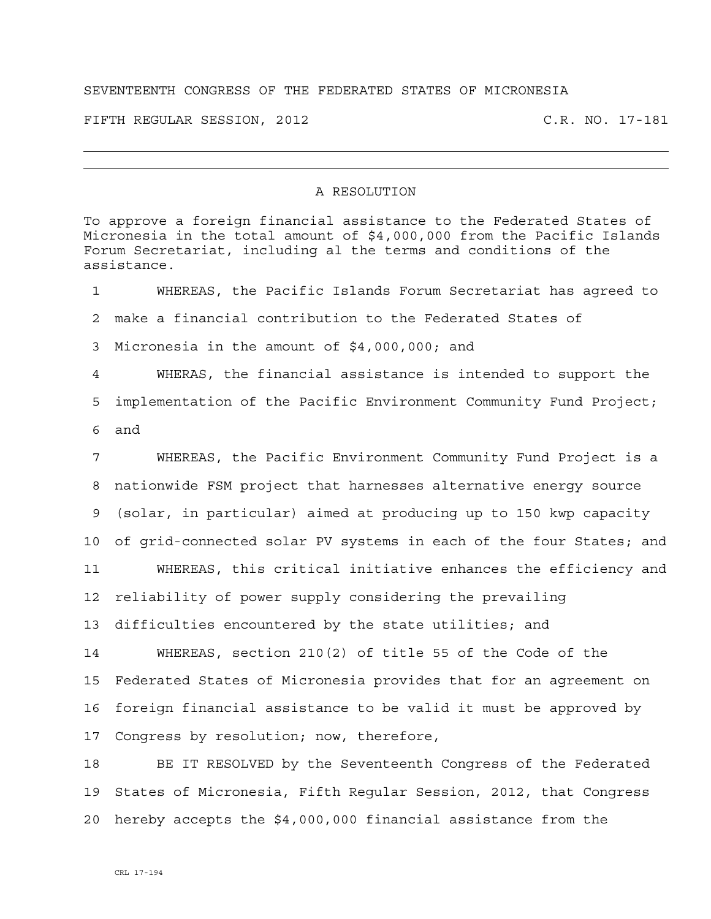SEVENTEENTH CONGRESS OF THE FEDERATED STATES OF MICRONESIA

FIFTH REGULAR SESSION, 2012 C.R. NO. 17-181

---

# A RESOLUTION

To approve a foreign financial assistance to the Federated States of Micronesia in the total amount of $4,000,000 from the Pacific Islands Forum Secretariat, including al the terms and conditions of the assistance.

1 WHEREAS, the Pacific Islands Forum Secretariat has agreed to
2 make a financial contribution to the Federated States of
3 Micronesia in the amount of $4,000,000; and

4 WHERAS, the financial assistance is intended to support the
5 implementation of the Pacific Environment Community Fund Project;
6 and

7 WHEREAS, the Pacific Environment Community Fund Project is a
8 nationwide FSM project that harnesses alternative energy source
9 (solar, in particular) aimed at producing up to 150 kwp capacity
10 of grid-connected solar PV systems in each of the four States; and

11 WHEREAS, this critical initiative enhances the efficiency and
12 reliability of power supply considering the prevailing
13 difficulties encountered by the state utilities; and

14 WHEREAS, section 210(2) of title 55 of the Code of the
15 Federated States of Micronesia provides that for an agreement on
16 foreign financial assistance to be valid it must be approved by
17 Congress by resolution; now, therefore,

18 BE IT RESOLVED by the Seventeenth Congress of the Federated
19 States of Micronesia, Fifth Regular Session, 2012, that Congress
20 hereby accepts the $4,000,000 financial assistance from the

CRL 17-194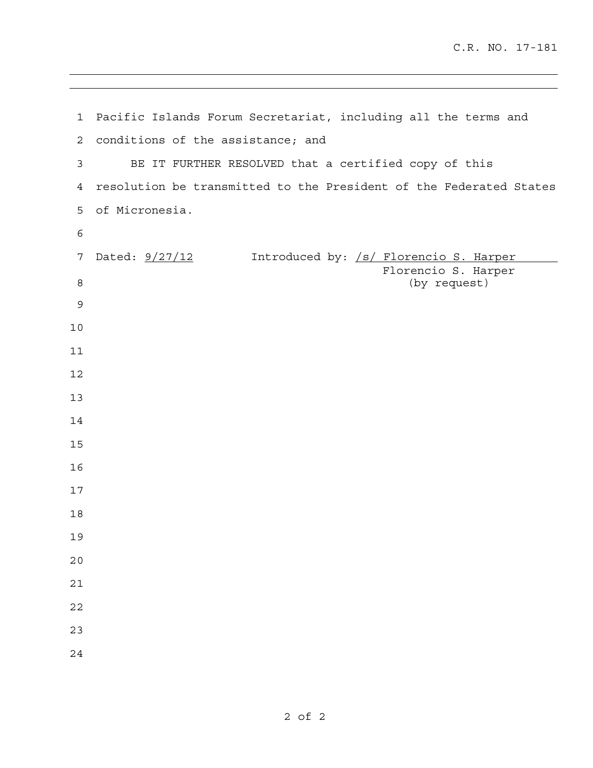Pacific Islands Forum Secretariat, including all the terms and conditions of the assistance; and

BE IT FURTHER RESOLVED that a certified copy of this resolution be transmitted to the President of the Federated States of Micronesia.

Dated: 9/27/12 Introduced by: /s/ Florencio S. Harper

Florencio S. Harper
(by request)